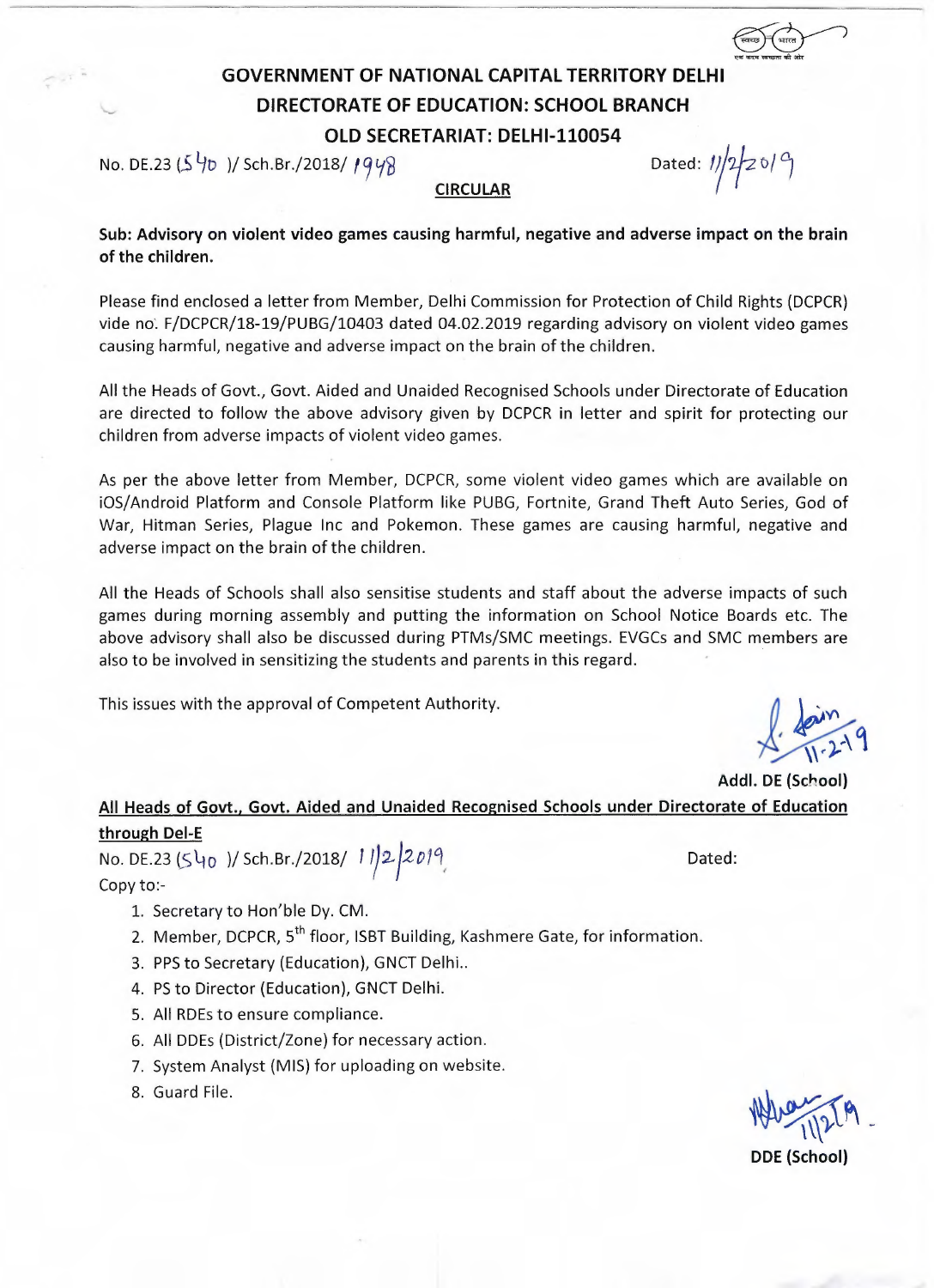# GOVERNMENT OF NATIONAL CAPITAL TERRITORY DELHI
## DIRECTORATE OF EDUCATION: SCHOOL BRANCH
## OLD SECRETARIAT: DELHI-110054

No. DE.23 (540 )/ Sch.Br./2018/ 1948 Dated: 11/2/2019

**CIRCULAR**

**Sub: Advisory on violent video games causing harmful, negative and adverse impact on the brain of the children.**

Please find enclosed a letter from Member, Delhi Commission for Protection of Child Rights (DCPCR) vide no. F/DCPCR/18-19/PUBG/10403 dated 04.02.2019 regarding advisory on violent video games causing harmful, negative and adverse impact on the brain of the children.

All the Heads of Govt., Govt. Aided and Unaided Recognised Schools under Directorate of Education are directed to follow the above advisory given by DCPCR in letter and spirit for protecting our children from adverse impacts of violent video games.

As per the above letter from Member, DCPCR, some violent video games which are available on iOS/Android Platform and Console Platform like PUBG, Fortnite, Grand Theft Auto Series, God of War, Hitman Series, Plague Inc and Pokemon. These games are causing harmful, negative and adverse impact on the brain of the children.

All the Heads of Schools shall also sensitise students and staff about the adverse impacts of such games during morning assembly and putting the information on School Notice Boards etc. The above advisory shall also be discussed during PTMs/SMC meetings. EVGCs and SMC members are also to be involved in sensitizing the students and parents in this regard.

This issues with the approval of Competent Authority.

11-2-19

**Addl. DE (School)**

**All Heads of Govt., Govt. Aided and Unaided Recognised Schools under Directorate of Education through Del-E**

No. DE.23 (540 )/ Sch.Br./2018/ 11/2/2019 Dated:

Copy to:-

1. Secretary to Hon'ble Dy. CM.
2. Member, DCPCR, 5th floor, ISBT Building, Kashmere Gate, for information.
3. PPS to Secretary (Education), GNCT Delhi..
4. PS to Director (Education), GNCT Delhi.
5. All RDEs to ensure compliance.
6. All DDEs (District/Zone) for necessary action.
7. System Analyst (MIS) for uploading on website.
8. Guard File.

11/2/19

**DDE (School)**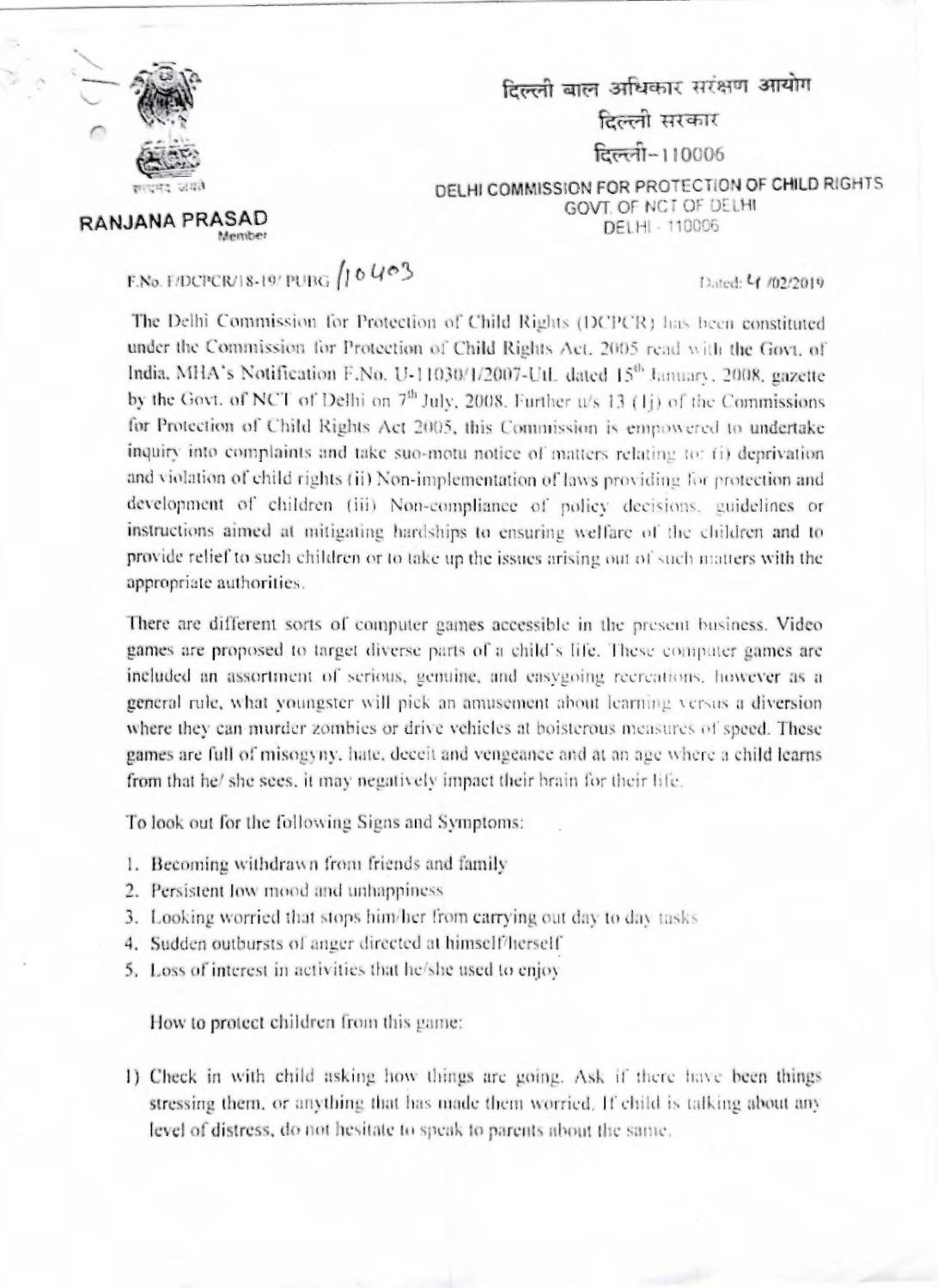दिल्ली बाल अधिकार संरक्षण आयोग
दिल्ली सरकार
दिल्ली-110006

**DELHI COMMISSION FOR PROTECTION OF CHILD RIGHTS**
GOVT. OF NCT OF DELHI
DELHI - 110006

**RANJANA PRASAD**
Member

F.No. F/DCPCR/18-19/ PUBG /10403

Dated: 4 /02/2019

The Delhi Commission for Protection of Child Rights (DCPCR) has been constituted under the Commission for Protection of Child Rights Act, 2005 read with the Govt. of India, MHA's Notification F.No. U-11030/1/2007-UtL dated 15th January, 2008, gazette by the Govt. of NCT of Delhi on 7th July, 2008. Further u/s 13 (1j) of the Commissions for Protection of Child Rights Act 2005, this Commission is empowered to undertake inquiry into complaints and take suo-motu notice of matters relating to: (i) deprivation and violation of child rights (ii) Non-implementation of laws providing for protection and development of children (iii) Non-compliance of policy decisions, guidelines or instructions aimed at mitigating hardships to ensuring welfare of the children and to provide relief to such children or to take up the issues arising out of such matters with the appropriate authorities.

There are different sorts of computer games accessible in the present business. Video games are proposed to target diverse parts of a child's life. These computer games are included an assortment of serious, genuine, and easygoing recreations, however as a general rule, what youngster will pick an amusement about learning versus a diversion where they can murder zombies or drive vehicles at boisterous measures of speed. These games are full of misogyny, hate, deceit and vengeance and at an age where a child learns from that he/ she sees, it may negatively impact their brain for their life.

To look out for the following Signs and Symptoms:

1. Becoming withdrawn from friends and family
2. Persistent low mood and unhappiness
3. Looking worried that stops him/her from carrying out day to day tasks
4. Sudden outbursts of anger directed at himself/herself
5. Loss of interest in activities that he/she used to enjoy

How to protect children from this game:

1) Check in with child asking how things are going. Ask if there have been things stressing them, or anything that has made them worried. If child is talking about any level of distress, do not hesitate to speak to parents about the same.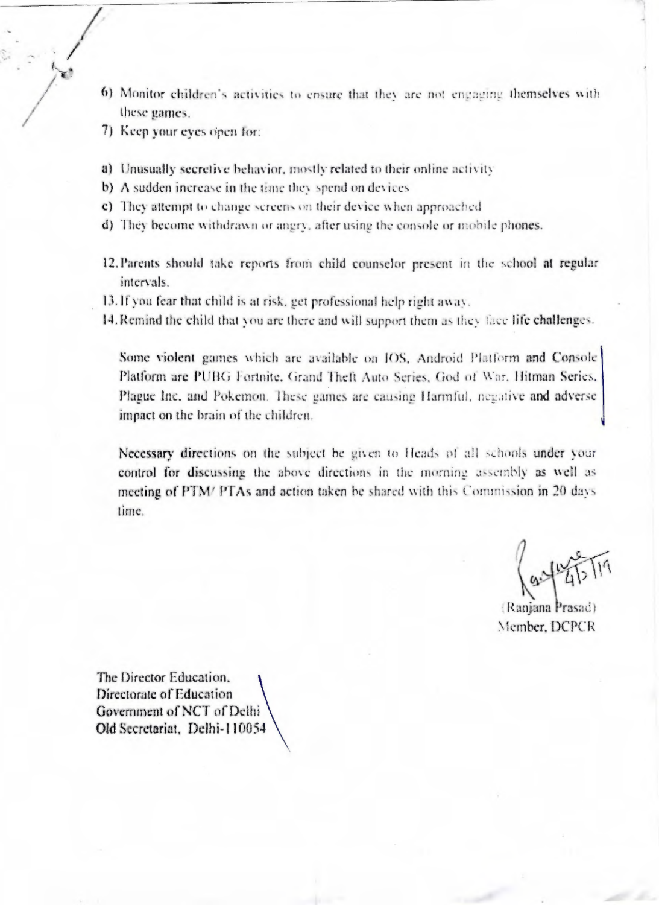6) Monitor children's activities to ensure that they are not engaging themselves with these games.
7) Keep your eyes open for:

a) Unusually secretive behavior, mostly related to their online activity
b) A sudden increase in the time they spend on devices
c) They attempt to change screens on their device when approached
d) They become withdrawn or angry, after using the console or mobile phones.

12. Parents should take reports from child counselor present in the school at regular intervals.
13. If you fear that child is at risk, get professional help right away.
14. Remind the child that you are there and will support them as they face life challenges.

Some violent games which are available on IOS, Android Platform and Console Platform are PUBG Fortnite, Grand Theft Auto Series, God of War, Hitman Series, Plague Inc. and Pokemon. These games are causing Harmful, negative and adverse impact on the brain of the children.

Necessary directions on the subject be given to Heads of all schools under your control for discussing the above directions in the morning assembly as well as meeting of PTM/ PTAs and action taken be shared with this Commission in 20 days time.

4/2/19

(Ranjana Prasad)
Member, DCPCR

The Director Education,
Directorate of Education
Government of NCT of Delhi
Old Secretariat, Delhi-110054